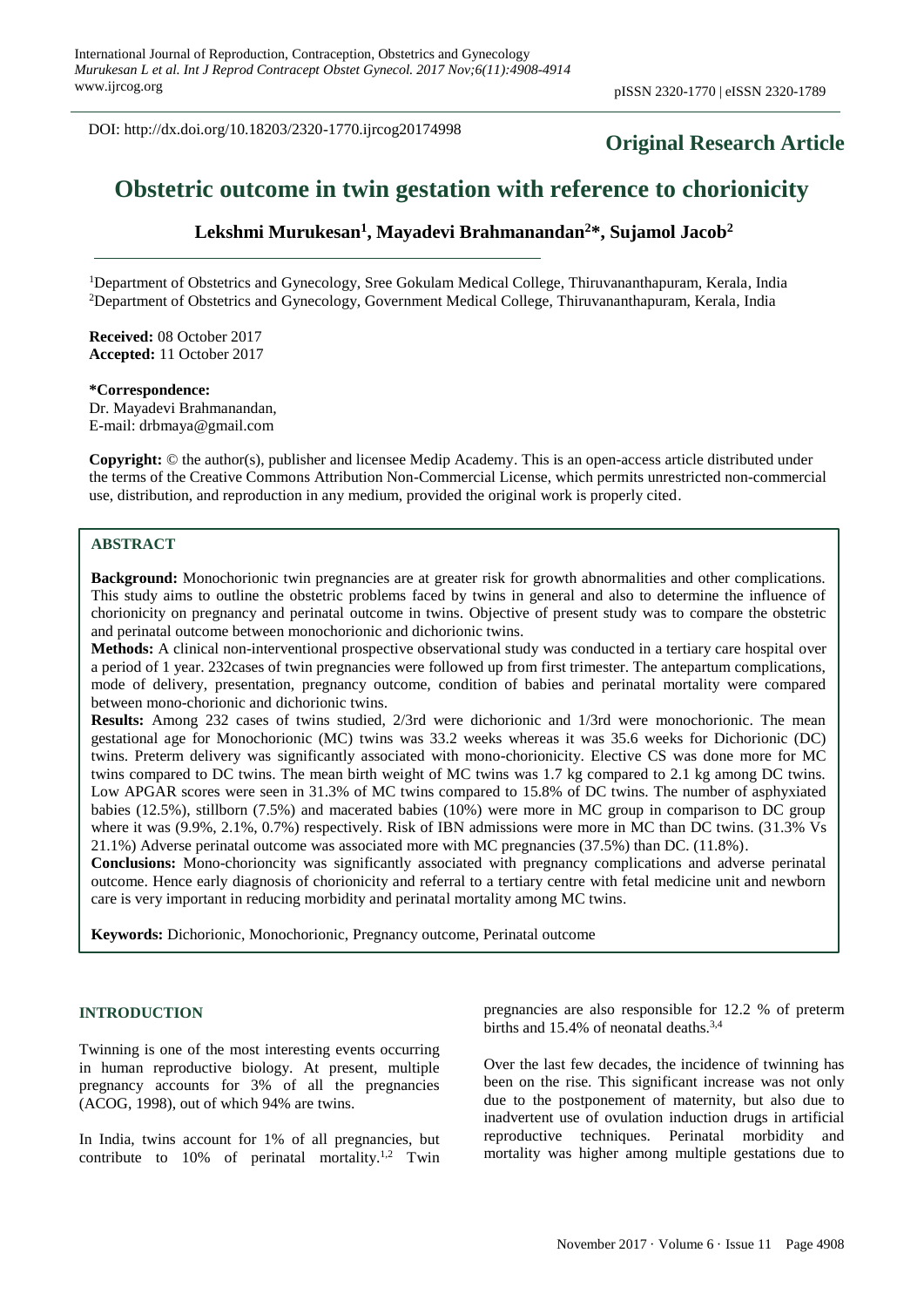DOI: http://dx.doi.org/10.18203/2320-1770.ijrcog20174998

**Original Research Article**

# Obstetric outcome in twin gestation with reference to chorionicity

**Lekshmi Murukesan[1], Mayadevi Brahmanandan[2]*, Sujamol Jacob[2]**

[1]Department of Obstetrics and Gynecology, Sree Gokulam Medical College, Thiruvananthapuram, Kerala, India
[2]Department of Obstetrics and Gynecology, Government Medical College, Thiruvananthapuram, Kerala, India

**Received:** 08 October 2017
**Accepted:** 11 October 2017

**\*Correspondence:**
Dr. Mayadevi Brahmanandan,
E-mail: drbmaya@gmail.com

**Copyright:** © the author(s), publisher and licensee Medip Academy. This is an open-access article distributed under the terms of the Creative Commons Attribution Non-Commercial License, which permits unrestricted non-commercial use, distribution, and reproduction in any medium, provided the original work is properly cited.

## ABSTRACT

**Background:** Monochorionic twin pregnancies are at greater risk for growth abnormalities and other complications. This study aims to outline the obstetric problems faced by twins in general and also to determine the influence of chorionicity on pregnancy and perinatal outcome in twins. Objective of present study was to compare the obstetric and perinatal outcome between monochorionic and dichorionic twins.

**Methods:** A clinical non-interventional prospective observational study was conducted in a tertiary care hospital over a period of 1 year. 232cases of twin pregnancies were followed up from first trimester. The antepartum complications, mode of delivery, presentation, pregnancy outcome, condition of babies and perinatal mortality were compared between mono-chorionic and dichorionic twins.

**Results:** Among 232 cases of twins studied, 2/3rd were dichorionic and 1/3rd were monochorionic. The mean gestational age for Monochorionic (MC) twins was 33.2 weeks whereas it was 35.6 weeks for Dichorionic (DC) twins. Preterm delivery was significantly associated with mono-chorionicity. Elective CS was done more for MC twins compared to DC twins. The mean birth weight of MC twins was 1.7 kg compared to 2.1 kg among DC twins. Low APGAR scores were seen in 31.3% of MC twins compared to 15.8% of DC twins. The number of asphyxiated babies (12.5%), stillborn (7.5%) and macerated babies (10%) were more in MC group in comparison to DC group where it was (9.9%, 2.1%, 0.7%) respectively. Risk of IBN admissions were more in MC than DC twins. (31.3% Vs 21.1%) Adverse perinatal outcome was associated more with MC pregnancies (37.5%) than DC. (11.8%).

**Conclusions:** Mono-chorioncity was significantly associated with pregnancy complications and adverse perinatal outcome. Hence early diagnosis of chorionicity and referral to a tertiary centre with fetal medicine unit and newborn care is very important in reducing morbidity and perinatal mortality among MC twins.

**Keywords:** Dichorionic, Monochorionic, Pregnancy outcome, Perinatal outcome

## INTRODUCTION

Twinning is one of the most interesting events occurring in human reproductive biology. At present, multiple pregnancy accounts for 3% of all the pregnancies (ACOG, 1998), out of which 94% are twins.

In India, twins account for 1% of all pregnancies, but contribute to 10% of perinatal mortality.[1,2] Twin pregnancies are also responsible for 12.2 % of preterm births and 15.4% of neonatal deaths.[3,4]

Over the last few decades, the incidence of twinning has been on the rise. This significant increase was not only due to the postponement of maternity, but also due to inadvertent use of ovulation induction drugs in artificial reproductive techniques. Perinatal morbidity and mortality was higher among multiple gestations due to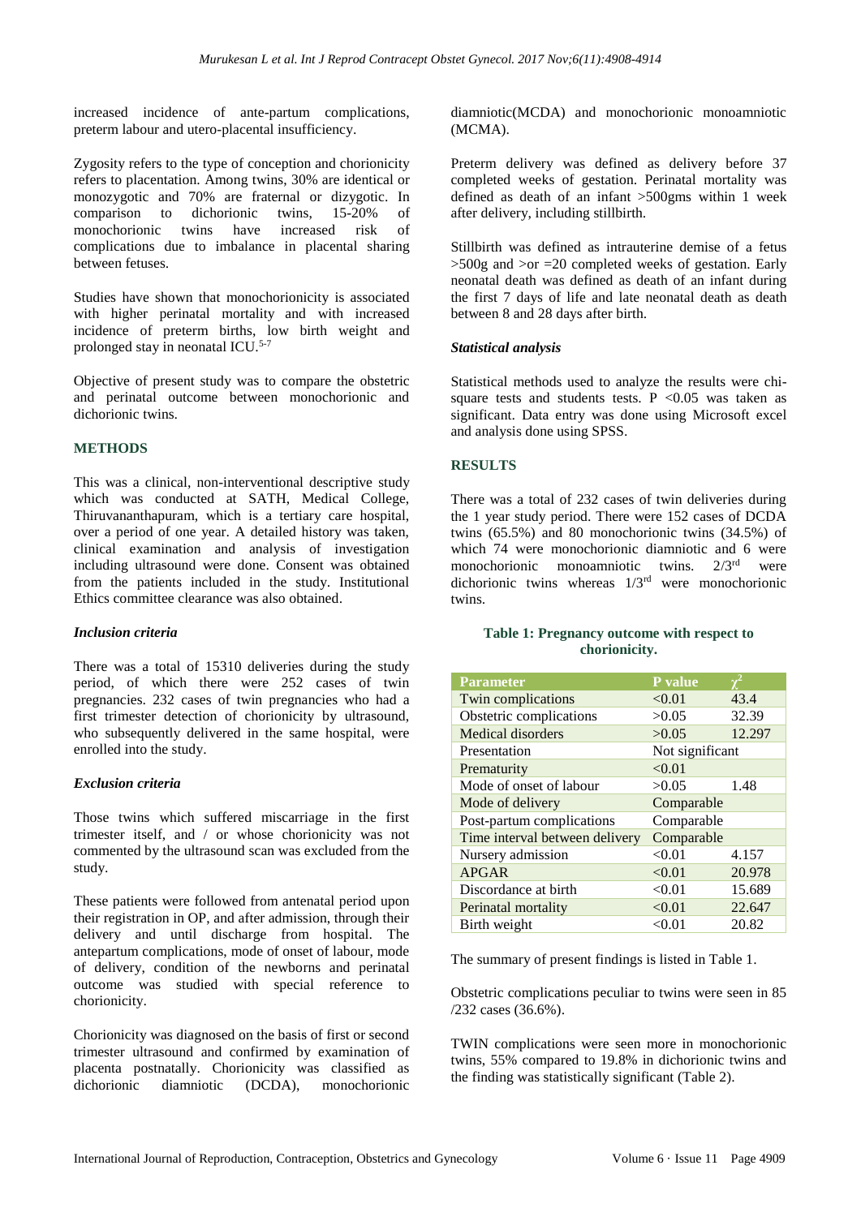increased incidence of ante-partum complications, preterm labour and utero-placental insufficiency.

Zygosity refers to the type of conception and chorionicity refers to placentation. Among twins, 30% are identical or monozygotic and 70% are fraternal or dizygotic. In comparison to dichorionic twins, 15-20% of monochorionic twins have increased risk of complications due to imbalance in placental sharing between fetuses.

Studies have shown that monochorionicity is associated with higher perinatal mortality and with increased incidence of preterm births, low birth weight and prolonged stay in neonatal ICU.[5-7]

Objective of present study was to compare the obstetric and perinatal outcome between monochorionic and dichorionic twins.

## METHODS

This was a clinical, non-interventional descriptive study which was conducted at SATH, Medical College, Thiruvananthapuram, which is a tertiary care hospital, over a period of one year. A detailed history was taken, clinical examination and analysis of investigation including ultrasound were done. Consent was obtained from the patients included in the study. Institutional Ethics committee clearance was also obtained.

### *Inclusion criteria*

There was a total of 15310 deliveries during the study period, of which there were 252 cases of twin pregnancies. 232 cases of twin pregnancies who had a first trimester detection of chorionicity by ultrasound, who subsequently delivered in the same hospital, were enrolled into the study.

### *Exclusion criteria*

Those twins which suffered miscarriage in the first trimester itself, and / or whose chorionicity was not commented by the ultrasound scan was excluded from the study.

These patients were followed from antenatal period upon their registration in OP, and after admission, through their delivery and until discharge from hospital. The antepartum complications, mode of onset of labour, mode of delivery, condition of the newborns and perinatal outcome was studied with special reference to chorionicity.

Chorionicity was diagnosed on the basis of first or second trimester ultrasound and confirmed by examination of placenta postnatally. Chorionicity was classified as dichorionic diamniotic (DCDA), monochorionic diamniotic(MCDA) and monochorionic monoamniotic (MCMA).

Preterm delivery was defined as delivery before 37 completed weeks of gestation. Perinatal mortality was defined as death of an infant >500gms within 1 week after delivery, including stillbirth.

Stillbirth was defined as intrauterine demise of a fetus >500g and >or =20 completed weeks of gestation. Early neonatal death was defined as death of an infant during the first 7 days of life and late neonatal death as death between 8 and 28 days after birth.

### *Statistical analysis*

Statistical methods used to analyze the results were chi-square tests and students tests. P <0.05 was taken as significant. Data entry was done using Microsoft excel and analysis done using SPSS.

## RESULTS

There was a total of 232 cases of twin deliveries during the 1 year study period. There were 152 cases of DCDA twins (65.5%) and 80 monochorionic twins (34.5%) of which 74 were monochorionic diamniotic and 6 were monochorionic monoamniotic twins. 2/3rd were dichorionic twins whereas 1/3rd were monochorionic twins.

**Table 1: Pregnancy outcome with respect to chorionicity.**

| Parameter | P value | $\chi^2$ |
|---|---|---|
| Twin complications | <0.01 | 43.4 |
| Obstetric complications | >0.05 | 32.39 |
| Medical disorders | >0.05 | 12.297 |
| Presentation | Not significant | |
| Prematurity | <0.01 | |
| Mode of onset of labour | >0.05 | 1.48 |
| Mode of delivery | Comparable | |
| Post-partum complications | Comparable | |
| Time interval between delivery | Comparable | |
| Nursery admission | <0.01 | 4.157 |
| APGAR | <0.01 | 20.978 |
| Discordance at birth | <0.01 | 15.689 |
| Perinatal mortality | <0.01 | 22.647 |
| Birth weight | <0.01 | 20.82 |

The summary of present findings is listed in Table 1.

Obstetric complications peculiar to twins were seen in 85 /232 cases (36.6%).

TWIN complications were seen more in monochorionic twins, 55% compared to 19.8% in dichorionic twins and the finding was statistically significant (Table 2).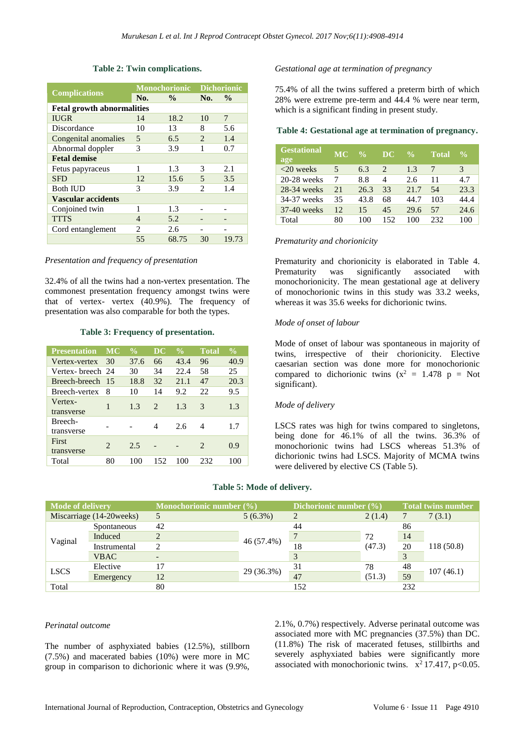**Table 2: Twin complications.**

| Complications | Monochorionic | | Dichorionic | |
|---|---|---|---|---|
| | No. | % | No. | % |
| **Fetal growth abnormalities** | | | | |
| IUGR | 14 | 18.2 | 10 | 7 |
| Discordance | 10 | 13 | 8 | 5.6 |
| Congenital anomalies | 5 | 6.5 | 2 | 1.4 |
| Abnormal doppler | 3 | 3.9 | 1 | 0.7 |
| **Fetal demise** | | | | |
| Fetus papyraceus | 1 | 1.3 | 3 | 2.1 |
| SFD | 12 | 15.6 | 5 | 3.5 |
| Both IUD | 3 | 3.9 | 2 | 1.4 |
| **Vascular accidents** | | | | |
| Conjoined twin | 1 | 1.3 | - | - |
| TTTS | 4 | 5.2 | - | - |
| Cord entanglement | 2 | 2.6 | - | - |
| | 55 | 68.75 | 30 | 19.73 |

*Presentation and frequency of presentation*

32.4% of all the twins had a non-vertex presentation. The commonest presentation frequency amongst twins were that of vertex- vertex (40.9%). The frequency of presentation was also comparable for both the types.

**Table 3: Frequency of presentation.**

| Presentation | MC | % | DC | % | Total | % |
|---|---|---|---|---|---|---|
| Vertex-vertex | 30 | 37.6 | 66 | 43.4 | 96 | 40.9 |
| Vertex- breech | 24 | 30 | 34 | 22.4 | 58 | 25 |
| Breech-breech | 15 | 18.8 | 32 | 21.1 | 47 | 20.3 |
| Breech-vertex | 8 | 10 | 14 | 9.2 | 22 | 9.5 |
| Vertex-transverse | 1 | 1.3 | 2 | 1.3 | 3 | 1.3 |
| Breech-transverse | - | - | 4 | 2.6 | 4 | 1.7 |
| First transverse | 2 | 2.5 | - | - | 2 | 0.9 |
| Total | 80 | 100 | 152 | 100 | 232 | 100 |

*Gestational age at termination of pregnancy*

75.4% of all the twins suffered a preterm birth of which 28% were extreme pre-term and 44.4 % were near term, which is a significant finding in present study.

**Table 4: Gestational age at termination of pregnancy.**

| Gestational age | MC | % | DC | % | Total | % |
|---|---|---|---|---|---|---|
| <20 weeks | 5 | 6.3 | 2 | 1.3 | 7 | 3 |
| 20-28 weeks | 7 | 8.8 | 4 | 2.6 | 11 | 4.7 |
| 28-34 weeks | 21 | 26.3 | 33 | 21.7 | 54 | 23.3 |
| 34-37 weeks | 35 | 43.8 | 68 | 44.7 | 103 | 44.4 |
| 37-40 weeks | 12 | 15 | 45 | 29.6 | 57 | 24.6 |
| Total | 80 | 100 | 152 | 100 | 232 | 100 |

*Prematurity and chorionicity*

Prematurity and chorionicity is elaborated in Table 4. Prematurity was significantly associated with monochorionicity. The mean gestational age at delivery of monochorionic twins in this study was 33.2 weeks, whereas it was 35.6 weeks for dichorionic twins.

*Mode of onset of labour*

Mode of onset of labour was spontaneous in majority of twins, irrespective of their chorionicity. Elective caesarian section was done more for monochorionic compared to dichorionic twins ($x^2$ = 1.478 p = Not significant).

*Mode of delivery*

LSCS rates was high for twins compared to singletons, being done for 46.1% of all the twins. 36.3% of monochorionic twins had LSCS whereas 51.3% of dichorionic twins had LSCS. Majority of MCMA twins were delivered by elective CS (Table 5).

**Table 5: Mode of delivery.**

| Mode of delivery | | Monochorionic number (%) | | Dichorionic number (%) | | Total twins number | |
|---|---|---|---|---|---|---|---|
| Miscarriage (14-20weeks) | | 5 | 5 (6.3%) | 2 | 2 (1.4) | 7 | 7 (3.1) |
| Vaginal | Spontaneous | 42 | 46 (57.4%) | 44 | 72 (47.3) | 86 | 118 (50.8) |
| | Induced | 2 | | 7 | | 14 | |
| | Instrumental | 2 | | 18 | | 20 | |
| | VBAC | - | | 3 | | 3 | |
| LSCS | Elective | 17 | 29 (36.3%) | 31 | 78 (51.3) | 48 | 107 (46.1) |
| | Emergency | 12 | | 47 | | 59 | |
| Total | | 80 | | 152 | | 232 | |

*Perinatal outcome*

The number of asphyxiated babies (12.5%), stillborn (7.5%) and macerated babies (10%) were more in MC group in comparison to dichorionic where it was (9.9%, 2.1%, 0.7%) respectively. Adverse perinatal outcome was associated more with MC pregnancies (37.5%) than DC. (11.8%) The risk of macerated fetuses, stillbirths and severely asphyxiated babies were significantly more associated with monochorionic twins. $x^2$ 17.417, p<0.05.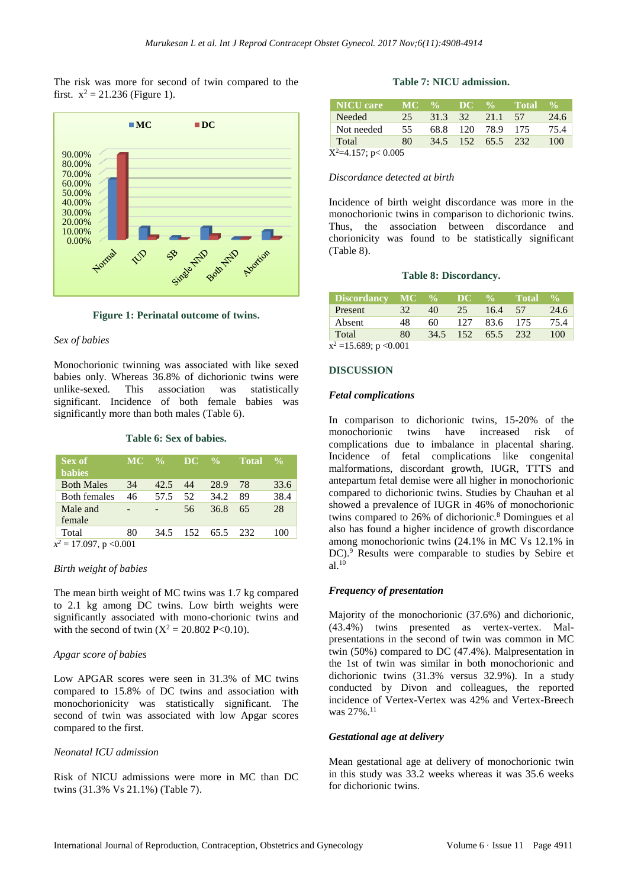The risk was more for second of twin compared to the first. $x^2 = 21.236$ (Figure 1).

Figure 1: Perinatal outcome of twins.

*Sex of babies*

Monochorionic twinning was associated with like sexed babies only. Whereas 36.8% of dichorionic twins were unlike-sexed. This association was statistically significant. Incidence of both female babies was significantly more than both males (Table 6).

**Table 6: Sex of babies.**

| Sex of babies | MC | % | DC | % | Total | % |
|---|---|---|---|---|---|---|
| Both Males | 34 | 42.5 | 44 | 28.9 | 78 | 33.6 |
| Both females | 46 | 57.5 | 52 | 34.2 | 89 | 38.4 |
| Male and female | - | - | 56 | 36.8 | 65 | 28 |
| Total | 80 | 34.5 | 152 | 65.5 | 232 | 100 |

$x^2 = 17.097$, $p < 0.001$

*Birth weight of babies*

The mean birth weight of MC twins was 1.7 kg compared to 2.1 kg among DC twins. Low birth weights were significantly associated with mono-chorionic twins and with the second of twin ($X^2 = 20.802$ $P<0.10$).

*Apgar score of babies*

Low APGAR scores were seen in 31.3% of MC twins compared to 15.8% of DC twins and association with monochorionicity was statistically significant. The second of twin was associated with low Apgar scores compared to the first.

*Neonatal ICU admission*

Risk of NICU admissions were more in MC than DC twins (31.3% Vs 21.1%) (Table 7).

**Table 7: NICU admission.**

| NICU care | MC | % | DC | % | Total | % |
|---|---|---|---|---|---|---|
| Needed | 25 | 31.3 | 32 | 21.1 | 57 | 24.6 |
| Not needed | 55 | 68.8 | 120 | 78.9 | 175 | 75.4 |
| Total | 80 | 34.5 | 152 | 65.5 | 232 | 100 |

$X^2=4.157$; $p< 0.005$

*Discordance detected at birth*

Incidence of birth weight discordance was more in the monochorionic twins in comparison to dichorionic twins. Thus, the association between discordance and chorionicity was found to be statistically significant (Table 8).

**Table 8: Discordancy.**

| Discordancy | MC | % | DC | % | Total | % |
|---|---|---|---|---|---|---|
| Present | 32 | 40 | 25 | 16.4 | 57 | 24.6 |
| Absent | 48 | 60 | 127 | 83.6 | 175 | 75.4 |
| Total | 80 | 34.5 | 152 | 65.5 | 232 | 100 |

$x^2 = 15.689$; $p < 0.001$

## DISCUSSION

### *Fetal complications*

In comparison to dichorionic twins, 15-20% of the monochorionic twins have increased risk of complications due to imbalance in placental sharing. Incidence of fetal complications like congenital malformations, discordant growth, IUGR, TTTS and antepartum fetal demise were all higher in monochorionic compared to dichorionic twins. Studies by Chauhan et al showed a prevalence of IUGR in 46% of monochorionic twins compared to 26% of dichorionic.[8] Domingues et al also has found a higher incidence of growth discordance among monochorionic twins (24.1% in MC Vs 12.1% in DC).[9] Results were comparable to studies by Sebire et al.[10]

### *Frequency of presentation*

Majority of the monochorionic (37.6%) and dichorionic, (43.4%) twins presented as vertex-vertex. Mal-presentations in the second of twin was common in MC twin (50%) compared to DC (47.4%). Malpresentation in the 1st of twin was similar in both monochorionic and dichorionic twins (31.3% versus 32.9%). In a study conducted by Divon and colleagues, the reported incidence of Vertex-Vertex was 42% and Vertex-Breech was 27%.[11]

### *Gestational age at delivery*

Mean gestational age at delivery of monochorionic twin in this study was 33.2 weeks whereas it was 35.6 weeks for dichorionic twins.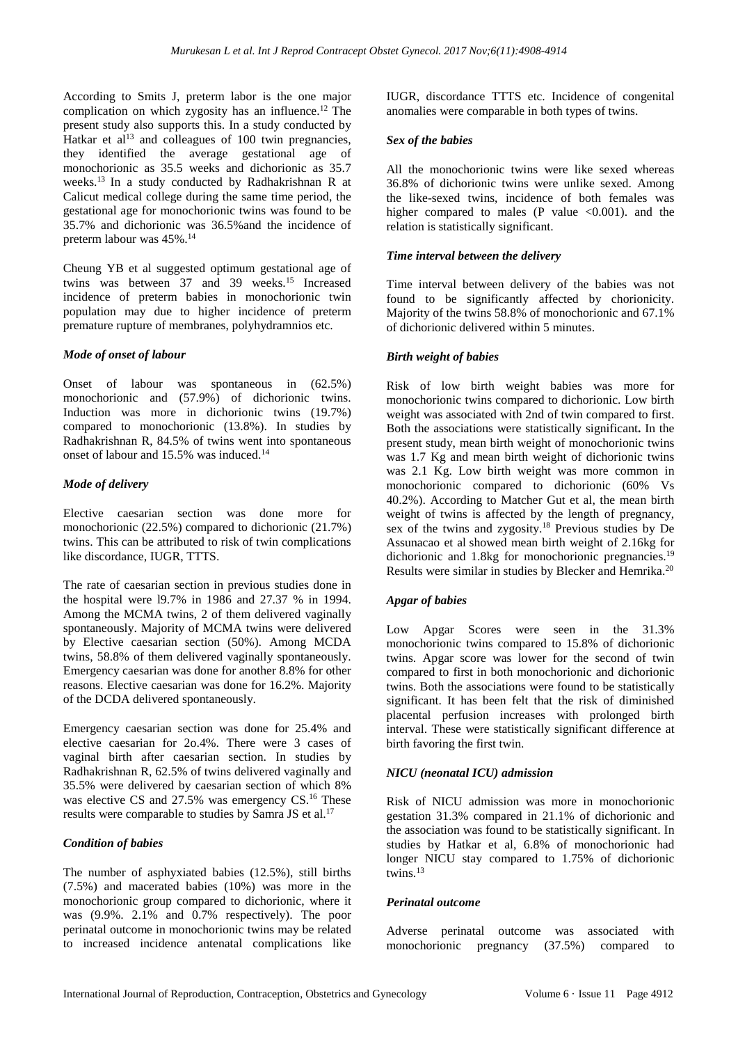According to Smits J, preterm labor is the one major complication on which zygosity has an influence.[12] The present study also supports this. In a study conducted by Hatkar et al[13] and colleagues of 100 twin pregnancies, they identified the average gestational age of monochorionic as 35.5 weeks and dichorionic as 35.7 weeks.[13] In a study conducted by Radhakrishnan R at Calicut medical college during the same time period, the gestational age for monochorionic twins was found to be 35.7% and dichorionic was 36.5%and the incidence of preterm labour was 45%.[14]

Cheung YB et al suggested optimum gestational age of twins was between 37 and 39 weeks.[15] Increased incidence of preterm babies in monochorionic twin population may due to higher incidence of preterm premature rupture of membranes, polyhydramnios etc.

### *Mode of onset of labour*

Onset of labour was spontaneous in (62.5%) monochorionic and (57.9%) of dichorionic twins. Induction was more in dichorionic twins (19.7%) compared to monochorionic (13.8%). In studies by Radhakrishnan R, 84.5% of twins went into spontaneous onset of labour and 15.5% was induced.[14]

### *Mode of delivery*

Elective caesarian section was done more for monochorionic (22.5%) compared to dichorionic (21.7%) twins. This can be attributed to risk of twin complications like discordance, IUGR, TTTS.

The rate of caesarian section in previous studies done in the hospital were l9.7% in 1986 and 27.37 % in 1994. Among the MCMA twins, 2 of them delivered vaginally spontaneously. Majority of MCMA twins were delivered by Elective caesarian section (50%). Among MCDA twins, 58.8% of them delivered vaginally spontaneously. Emergency caesarian was done for another 8.8% for other reasons. Elective caesarian was done for 16.2%. Majority of the DCDA delivered spontaneously.

Emergency caesarian section was done for 25.4% and elective caesarian for 2o.4%. There were 3 cases of vaginal birth after caesarian section. In studies by Radhakrishnan R, 62.5% of twins delivered vaginally and 35.5% were delivered by caesarian section of which 8% was elective CS and 27.5% was emergency CS.[16] These results were comparable to studies by Samra JS et al.[17]

### *Condition of babies*

The number of asphyxiated babies (12.5%), still births (7.5%) and macerated babies (10%) was more in the monochorionic group compared to dichorionic, where it was (9.9%. 2.1% and 0.7% respectively). The poor perinatal outcome in monochorionic twins may be related to increased incidence antenatal complications like IUGR, discordance TTTS etc. Incidence of congenital anomalies were comparable in both types of twins.

### *Sex of the babies*

All the monochorionic twins were like sexed whereas 36.8% of dichorionic twins were unlike sexed. Among the like-sexed twins, incidence of both females was higher compared to males (P value <0.001). and the relation is statistically significant.

### *Time interval between the delivery*

Time interval between delivery of the babies was not found to be significantly affected by chorionicity. Majority of the twins 58.8% of monochorionic and 67.1% of dichorionic delivered within 5 minutes.

### *Birth weight of babies*

Risk of low birth weight babies was more for monochorionic twins compared to dichorionic. Low birth weight was associated with 2nd of twin compared to first. Both the associations were statistically significant**.** In the present study, mean birth weight of monochorionic twins was 1.7 Kg and mean birth weight of dichorionic twins was 2.1 Kg. Low birth weight was more common in monochorionic compared to dichorionic (60% Vs 40.2%). According to Matcher Gut et al, the mean birth weight of twins is affected by the length of pregnancy, sex of the twins and zygosity.[18] Previous studies by De Assunacao et al showed mean birth weight of 2.16kg for dichorionic and 1.8kg for monochorionic pregnancies.[19] Results were similar in studies by Blecker and Hemrika.[20]

### *Apgar of babies*

Low Apgar Scores were seen in the 31.3% monochorionic twins compared to 15.8% of dichorionic twins. Apgar score was lower for the second of twin compared to first in both monochorionic and dichorionic twins. Both the associations were found to be statistically significant. It has been felt that the risk of diminished placental perfusion increases with prolonged birth interval. These were statistically significant difference at birth favoring the first twin.

### *NICU (neonatal ICU) admission*

Risk of NICU admission was more in monochorionic gestation 31.3% compared in 21.1% of dichorionic and the association was found to be statistically significant. In studies by Hatkar et al, 6.8% of monochorionic had longer NICU stay compared to 1.75% of dichorionic twins.[13]

### *Perinatal outcome*

Adverse perinatal outcome was associated with monochorionic pregnancy (37.5%) compared to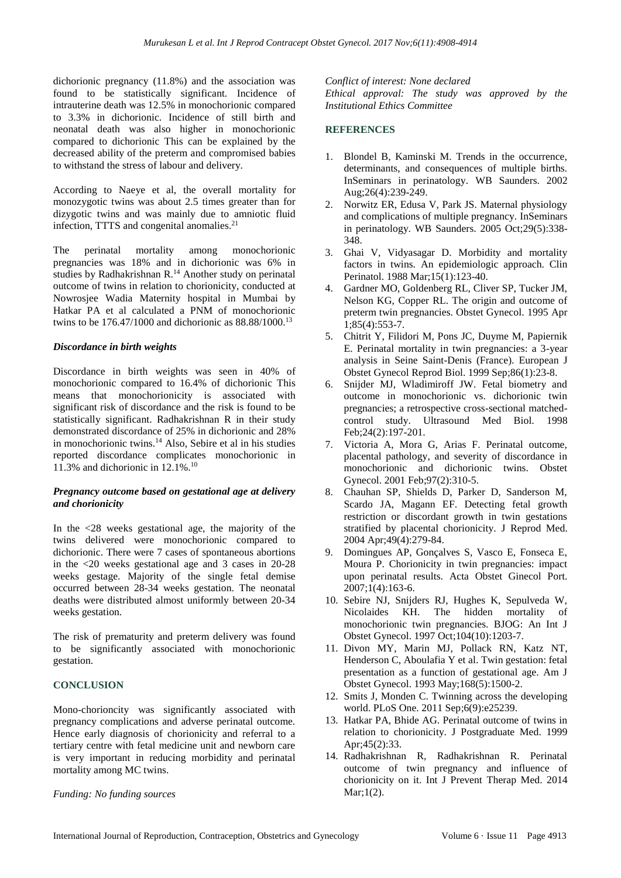dichorionic pregnancy (11.8%) and the association was found to be statistically significant. Incidence of intrauterine death was 12.5% in monochorionic compared to 3.3% in dichorionic. Incidence of still birth and neonatal death was also higher in monochorionic compared to dichorionic This can be explained by the decreased ability of the preterm and compromised babies to withstand the stress of labour and delivery.

According to Naeye et al, the overall mortality for monozygotic twins was about 2.5 times greater than for dizygotic twins and was mainly due to amniotic fluid infection, TTTS and congenital anomalies.[21]

The perinatal mortality among monochorionic pregnancies was 18% and in dichorionic was 6% in studies by Radhakrishnan R.[14] Another study on perinatal outcome of twins in relation to chorionicity, conducted at Nowrosjee Wadia Maternity hospital in Mumbai by Hatkar PA et al calculated a PNM of monochorionic twins to be 176.47/1000 and dichorionic as 88.88/1000.[13]

### *Discordance in birth weights*

Discordance in birth weights was seen in 40% of monochorionic compared to 16.4% of dichorionic This means that monochorionicity is associated with significant risk of discordance and the risk is found to be statistically significant. Radhakrishnan R in their study demonstrated discordance of 25% in dichorionic and 28% in monochorionic twins.[14] Also, Sebire et al in his studies reported discordance complicates monochorionic in 11.3% and dichorionic in 12.1%.[10]

### *Pregnancy outcome based on gestational age at delivery and chorionicity*

In the <28 weeks gestational age, the majority of the twins delivered were monochorionic compared to dichorionic. There were 7 cases of spontaneous abortions in the <20 weeks gestational age and 3 cases in 20-28 weeks gestage. Majority of the single fetal demise occurred between 28-34 weeks gestation. The neonatal deaths were distributed almost uniformly between 20-34 weeks gestation.

The risk of prematurity and preterm delivery was found to be significantly associated with monochorionic gestation.

## CONCLUSION

Mono-chorioncity was significantly associated with pregnancy complications and adverse perinatal outcome. Hence early diagnosis of chorionicity and referral to a tertiary centre with fetal medicine unit and newborn care is very important in reducing morbidity and perinatal mortality among MC twins.

*Funding: No funding sources*

*Conflict of interest: None declared*

*Ethical approval: The study was approved by the Institutional Ethics Committee*

## REFERENCES

1. Blondel B, Kaminski M. Trends in the occurrence, determinants, and consequences of multiple births. InSeminars in perinatology. WB Saunders. 2002 Aug;26(4):239-249.
2. Norwitz ER, Edusa V, Park JS. Maternal physiology and complications of multiple pregnancy. InSeminars in perinatology. WB Saunders. 2005 Oct;29(5):338-348.
3. Ghai V, Vidyasagar D. Morbidity and mortality factors in twins. An epidemiologic approach. Clin Perinatol. 1988 Mar;15(1):123-40.
4. Gardner MO, Goldenberg RL, Cliver SP, Tucker JM, Nelson KG, Copper RL. The origin and outcome of preterm twin pregnancies. Obstet Gynecol. 1995 Apr 1;85(4):553-7.
5. Chitrit Y, Filidori M, Pons JC, Duyme M, Papiernik E. Perinatal mortality in twin pregnancies: a 3-year analysis in Seine Saint-Denis (France). European J Obstet Gynecol Reprod Biol. 1999 Sep;86(1):23-8.
6. Snijder MJ, Wladimiroff JW. Fetal biometry and outcome in monochorionic vs. dichorionic twin pregnancies; a retrospective cross-sectional matched-control study. Ultrasound Med Biol. 1998 Feb;24(2):197-201.
7. Victoria A, Mora G, Arias F. Perinatal outcome, placental pathology, and severity of discordance in monochorionic and dichorionic twins. Obstet Gynecol. 2001 Feb;97(2):310-5.
8. Chauhan SP, Shields D, Parker D, Sanderson M, Scardo JA, Magann EF. Detecting fetal growth restriction or discordant growth in twin gestations stratified by placental chorionicity. J Reprod Med. 2004 Apr;49(4):279-84.
9. Domingues AP, Gonçalves S, Vasco E, Fonseca E, Moura P. Chorionicity in twin pregnancies: impact upon perinatal results. Acta Obstet Ginecol Port. 2007;1(4):163-6.
10. Sebire NJ, Snijders RJ, Hughes K, Sepulveda W, Nicolaides KH. The hidden mortality of monochorionic twin pregnancies. BJOG: An Int J Obstet Gynecol. 1997 Oct;104(10):1203-7.
11. Divon MY, Marin MJ, Pollack RN, Katz NT, Henderson C, Aboulafia Y et al. Twin gestation: fetal presentation as a function of gestational age. Am J Obstet Gynecol. 1993 May;168(5):1500-2.
12. Smits J, Monden C. Twinning across the developing world. PLoS One. 2011 Sep;6(9):e25239.
13. Hatkar PA, Bhide AG. Perinatal outcome of twins in relation to chorionicity. J Postgraduate Med. 1999 Apr;45(2):33.
14. Radhakrishnan R, Radhakrishnan R. Perinatal outcome of twin pregnancy and influence of chorionicity on it. Int J Prevent Therap Med. 2014 Mar;1(2).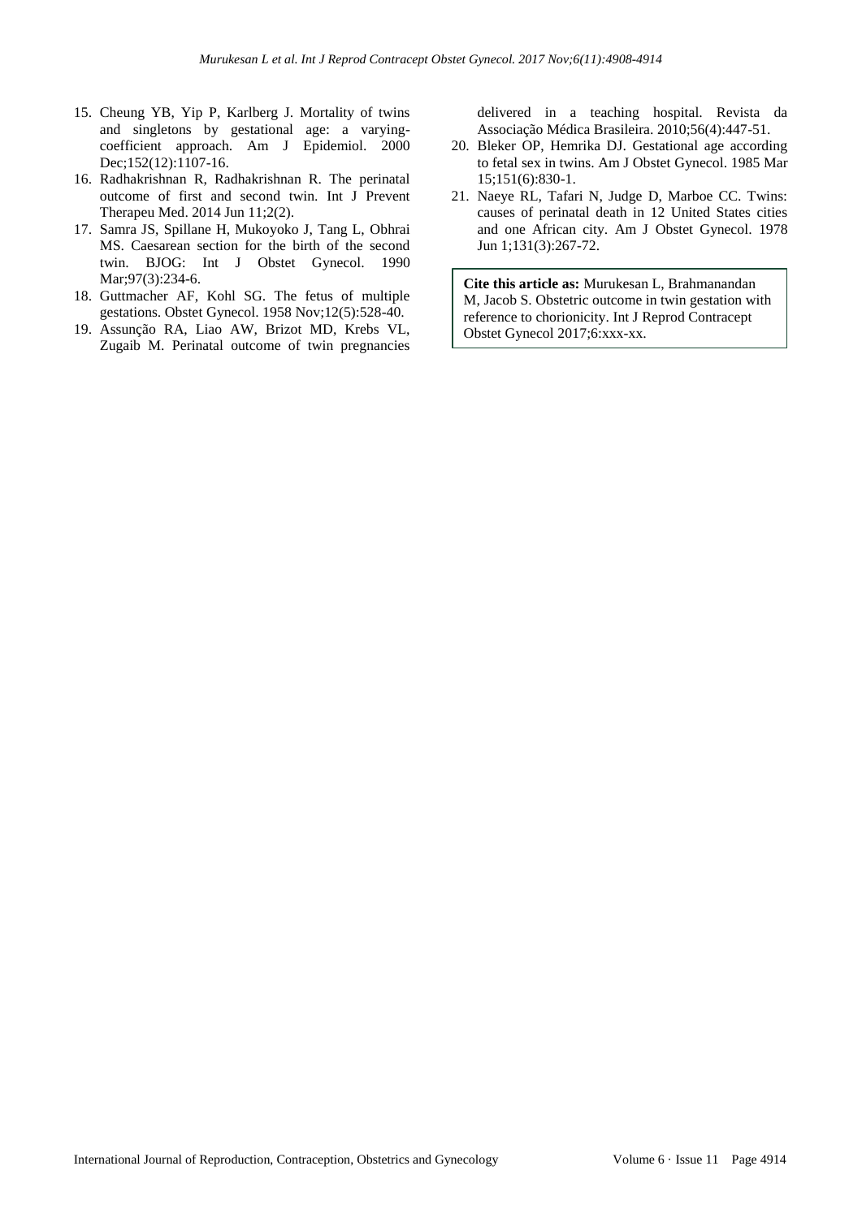15. Cheung YB, Yip P, Karlberg J. Mortality of twins and singletons by gestational age: a varying-coefficient approach. Am J Epidemiol. 2000 Dec;152(12):1107-16.
16. Radhakrishnan R, Radhakrishnan R. The perinatal outcome of first and second twin. Int J Prevent Therapeu Med. 2014 Jun 11;2(2).
17. Samra JS, Spillane H, Mukoyoko J, Tang L, Obhrai MS. Caesarean section for the birth of the second twin. BJOG: Int J Obstet Gynecol. 1990 Mar;97(3):234-6.
18. Guttmacher AF, Kohl SG. The fetus of multiple gestations. Obstet Gynecol. 1958 Nov;12(5):528-40.
19. Assunção RA, Liao AW, Brizot MD, Krebs VL, Zugaib M. Perinatal outcome of twin pregnancies delivered in a teaching hospital. Revista da Associação Médica Brasileira. 2010;56(4):447-51.
20. Bleker OP, Hemrika DJ. Gestational age according to fetal sex in twins. Am J Obstet Gynecol. 1985 Mar 15;151(6):830-1.
21. Naeye RL, Tafari N, Judge D, Marboe CC. Twins: causes of perinatal death in 12 United States cities and one African city. Am J Obstet Gynecol. 1978 Jun 1;131(3):267-72.

**Cite this article as:** Murukesan L, Brahmanandan M, Jacob S. Obstetric outcome in twin gestation with reference to chorionicity. Int J Reprod Contracept Obstet Gynecol 2017;6:xxx-xx.